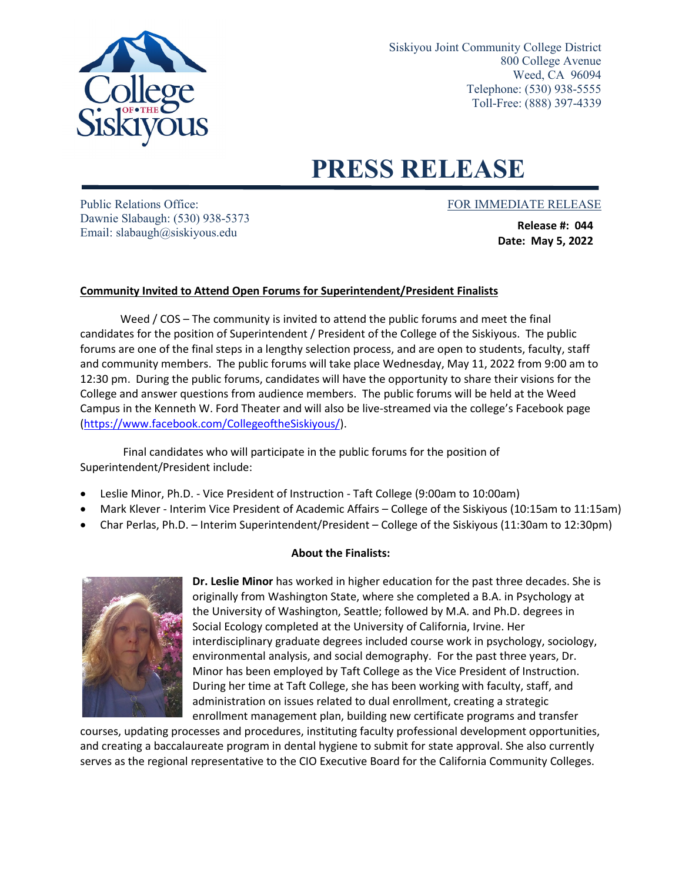Siskiyou Joint Community College District
800 College Avenue
Weed, CA 96094
Telephone: (530) 938-5555
Toll-Free: (888) 397-4339

# PRESS RELEASE

Public Relations Office:
Dawnie Slabaugh: (530) 938-5373
Email: slabaugh@siskiyous.edu

FOR IMMEDIATE RELEASE

**Release #: 044**
**Date: May 5, 2022**

**Community Invited to Attend Open Forums for Superintendent/President Finalists**

Weed / COS – The community is invited to attend the public forums and meet the final candidates for the position of Superintendent / President of the College of the Siskiyous. The public forums are one of the final steps in a lengthy selection process, and are open to students, faculty, staff and community members. The public forums will take place Wednesday, May 11, 2022 from 9:00 am to 12:30 pm. During the public forums, candidates will have the opportunity to share their visions for the College and answer questions from audience members. The public forums will be held at the Weed Campus in the Kenneth W. Ford Theater and will also be live-streamed via the college's Facebook page (https://www.facebook.com/CollegeoftheSiskiyous/).

Final candidates who will participate in the public forums for the position of Superintendent/President include:

- Leslie Minor, Ph.D. - Vice President of Instruction - Taft College (9:00am to 10:00am)
- Mark Klever - Interim Vice President of Academic Affairs – College of the Siskiyous (10:15am to 11:15am)
- Char Perlas, Ph.D. – Interim Superintendent/President – College of the Siskiyous (11:30am to 12:30pm)

**About the Finalists:**

**Dr. Leslie Minor** has worked in higher education for the past three decades. She is originally from Washington State, where she completed a B.A. in Psychology at the University of Washington, Seattle; followed by M.A. and Ph.D. degrees in Social Ecology completed at the University of California, Irvine. Her interdisciplinary graduate degrees included course work in psychology, sociology, environmental analysis, and social demography. For the past three years, Dr. Minor has been employed by Taft College as the Vice President of Instruction. During her time at Taft College, she has been working with faculty, staff, and administration on issues related to dual enrollment, creating a strategic enrollment management plan, building new certificate programs and transfer courses, updating processes and procedures, instituting faculty professional development opportunities, and creating a baccalaureate program in dental hygiene to submit for state approval. She also currently serves as the regional representative to the CIO Executive Board for the California Community Colleges.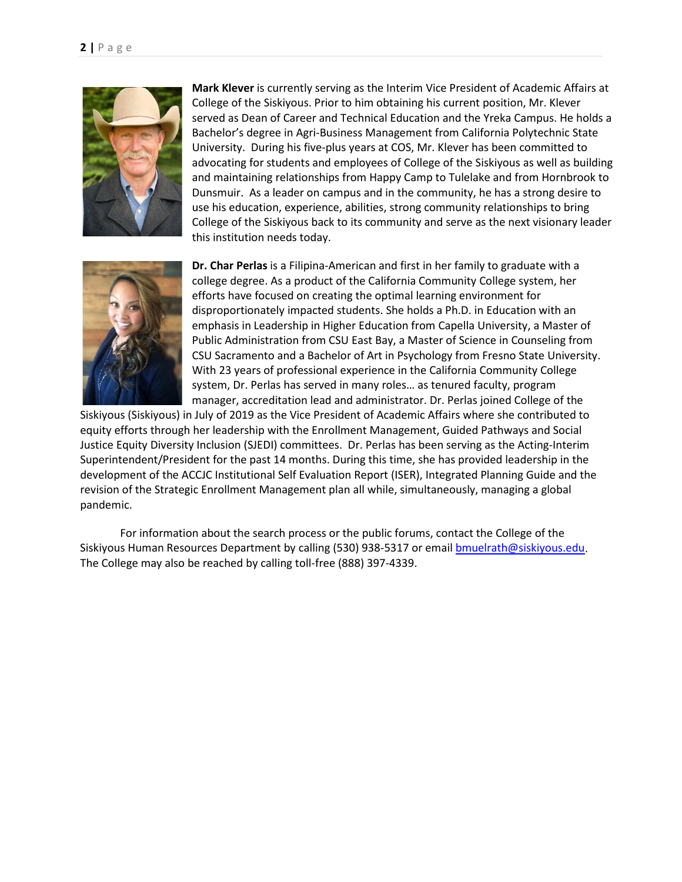**Mark Klever** is currently serving as the Interim Vice President of Academic Affairs at College of the Siskiyous. Prior to him obtaining his current position, Mr. Klever served as Dean of Career and Technical Education and the Yreka Campus. He holds a Bachelor's degree in Agri-Business Management from California Polytechnic State University. During his five-plus years at COS, Mr. Klever has been committed to advocating for students and employees of College of the Siskiyous as well as building and maintaining relationships from Happy Camp to Tulelake and from Hornbrook to Dunsmuir. As a leader on campus and in the community, he has a strong desire to use his education, experience, abilities, strong community relationships to bring College of the Siskiyous back to its community and serve as the next visionary leader this institution needs today.

**Dr. Char Perlas** is a Filipina-American and first in her family to graduate with a college degree. As a product of the California Community College system, her efforts have focused on creating the optimal learning environment for disproportionately impacted students. She holds a Ph.D. in Education with an emphasis in Leadership in Higher Education from Capella University, a Master of Public Administration from CSU East Bay, a Master of Science in Counseling from CSU Sacramento and a Bachelor of Art in Psychology from Fresno State University. With 23 years of professional experience in the California Community College system, Dr. Perlas has served in many roles… as tenured faculty, program manager, accreditation lead and administrator. Dr. Perlas joined College of the Siskiyous (Siskiyous) in July of 2019 as the Vice President of Academic Affairs where she contributed to equity efforts through her leadership with the Enrollment Management, Guided Pathways and Social Justice Equity Diversity Inclusion (SJEDI) committees. Dr. Perlas has been serving as the Acting-Interim Superintendent/President for the past 14 months. During this time, she has provided leadership in the development of the ACCJC Institutional Self Evaluation Report (ISER), Integrated Planning Guide and the revision of the Strategic Enrollment Management plan all while, simultaneously, managing a global pandemic.

For information about the search process or the public forums, contact the College of the Siskiyous Human Resources Department by calling (530) 938-5317 or email bmuelrath@siskiyous.edu. The College may also be reached by calling toll-free (888) 397-4339.